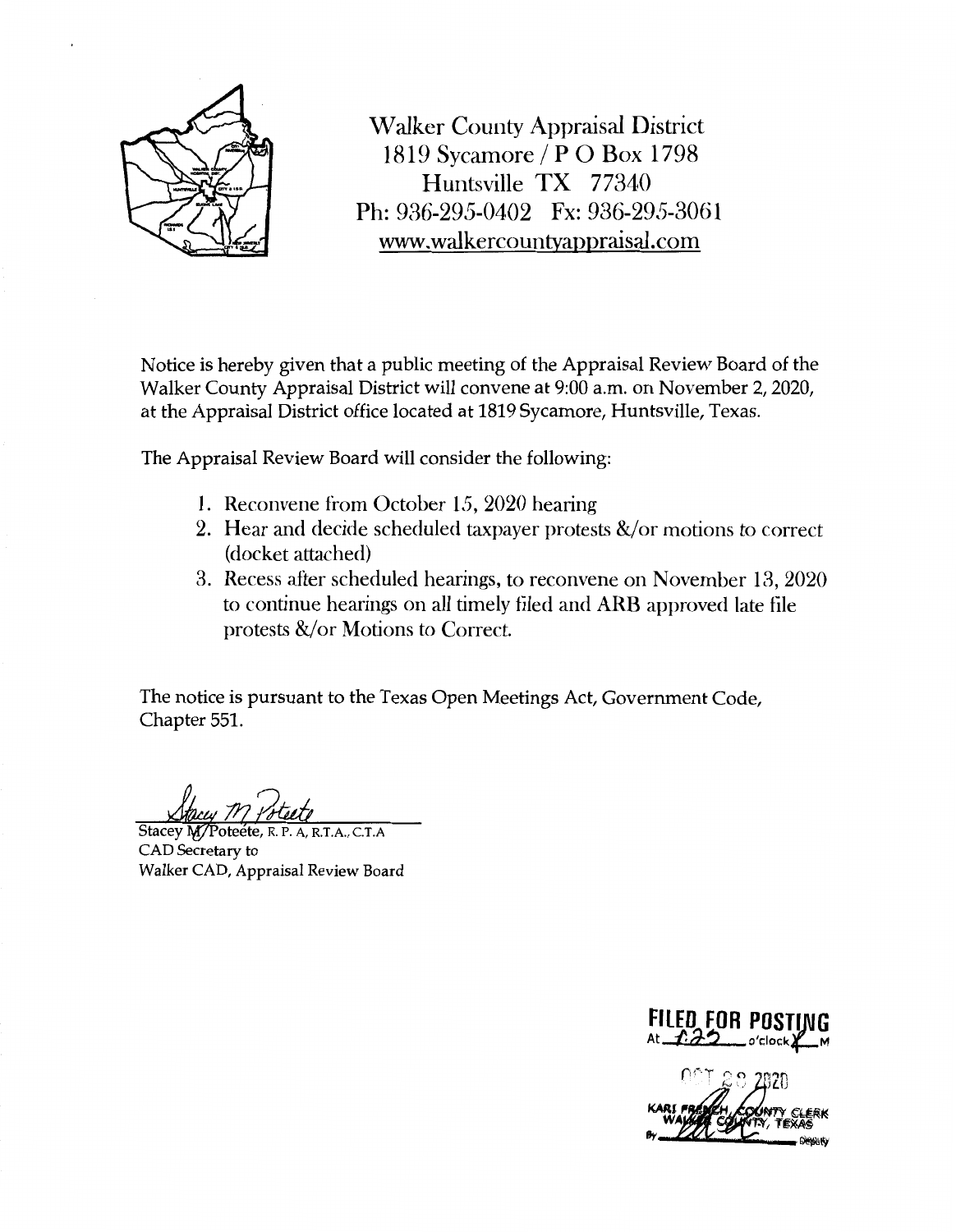Walker County Appraisal District
1819 Sycamore / P O Box 1798
Huntsville TX 77340
Ph: 936-295-0402 Fx: 936-295-3061
www.walkercountyappraisal.com

Notice is hereby given that a public meeting of the Appraisal Review Board of the Walker County Appraisal District will convene at 9:00 a.m. on November 2, 2020, at the Appraisal District office located at 1819 Sycamore, Huntsville, Texas.

The Appraisal Review Board will consider the following:

1. Reconvene from October 15, 2020 hearing
2. Hear and decide scheduled taxpayer protests &/or motions to correct (docket attached)
3. Recess after scheduled hearings, to reconvene on November 13, 2020 to continue hearings on all timely filed and ARB approved late file protests &/or Motions to Correct.

The notice is pursuant to the Texas Open Meetings Act, Government Code, Chapter 551.

Stacey M Poteete

Stacey M/Poteete, R. P. A, R.T.A., C.T.A
CAD Secretary to
Walker CAD, Appraisal Review Board

FILED FOR POSTING
At 1:22 o'clock P M

OCT 28 2020

KARI FRENCH, COUNTY CLERK
WALKER COUNTY, TEXAS
By ________ Deputy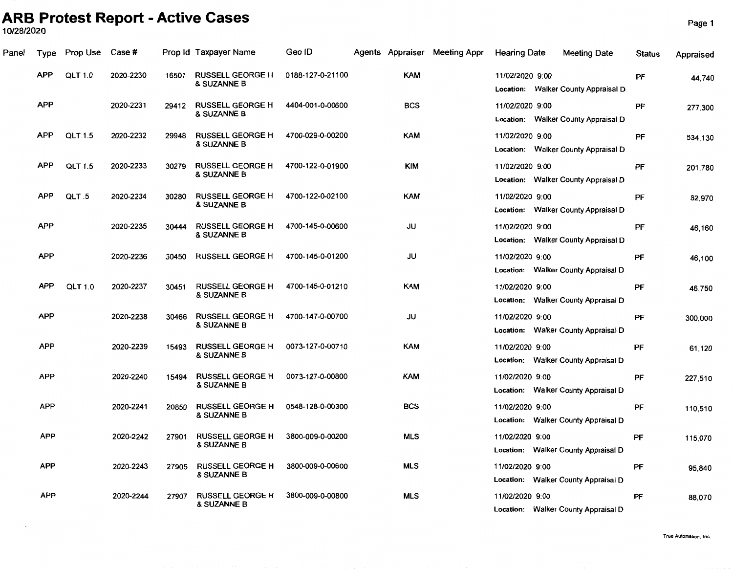# ARB Protest Report - Active Cases

10/28/2020

| Panel | Type | Prop Use | Case # | Prop Id | Taxpayer Name | Geo ID | Agents | Appraiser | Meeting Appr | Hearing Date | Meeting Date | Status | Appraised |
|---|---|---|---|---|---|---|---|---|---|---|---|---|---|
| | APP | QLT 1.0 | 2020-2230 | 16501 | RUSSELL GEORGE H & SUZANNE B | 0188-127-0-21100 | | KAM | | 11/02/2020 9:00 Location: Walker County Appraisal D | | PF | 44,740 |
| | APP | | 2020-2231 | 29412 | RUSSELL GEORGE H & SUZANNE B | 4404-001-0-00600 | | BCS | | 11/02/2020 9:00 Location: Walker County Appraisal D | | PF | 277,300 |
| | APP | QLT 1.5 | 2020-2232 | 29948 | RUSSELL GEORGE H & SUZANNE B | 4700-029-0-00200 | | KAM | | 11/02/2020 9:00 Location: Walker County Appraisal D | | PF | 534,130 |
| | APP | QLT 1.5 | 2020-2233 | 30279 | RUSSELL GEORGE H & SUZANNE B | 4700-122-0-01900 | | KIM | | 11/02/2020 9:00 Location: Walker County Appraisal D | | PF | 201,780 |
| | APP | QLT .5 | 2020-2234 | 30280 | RUSSELL GEORGE H & SUZANNE B | 4700-122-0-02100 | | KAM | | 11/02/2020 9:00 Location: Walker County Appraisal D | | PF | 82,970 |
| | APP | | 2020-2235 | 30444 | RUSSELL GEORGE H & SUZANNE B | 4700-145-0-00600 | | JU | | 11/02/2020 9:00 Location: Walker County Appraisal D | | PF | 46,160 |
| | APP | | 2020-2236 | 30450 | RUSSELL GEORGE H | 4700-145-0-01200 | | JU | | 11/02/2020 9:00 Location: Walker County Appraisal D | | PF | 46,100 |
| | APP | QLT 1.0 | 2020-2237 | 30451 | RUSSELL GEORGE H & SUZANNE B | 4700-145-0-01210 | | KAM | | 11/02/2020 9:00 Location: Walker County Appraisal D | | PF | 46,750 |
| | APP | | 2020-2238 | 30466 | RUSSELL GEORGE H & SUZANNE B | 4700-147-0-00700 | | JU | | 11/02/2020 9:00 Location: Walker County Appraisal D | | PF | 300,000 |
| | APP | | 2020-2239 | 15493 | RUSSELL GEORGE H & SUZANNE B | 0073-127-0-00710 | | KAM | | 11/02/2020 9:00 Location: Walker County Appraisal D | | PF | 61,120 |
| | APP | | 2020-2240 | 15494 | RUSSELL GEORGE H & SUZANNE B | 0073-127-0-00800 | | KAM | | 11/02/2020 9:00 Location: Walker County Appraisal D | | PF | 227,510 |
| | APP | | 2020-2241 | 20850 | RUSSELL GEORGE H & SUZANNE B | 0548-128-0-00300 | | BCS | | 11/02/2020 9:00 Location: Walker County Appraisal D | | PF | 110,510 |
| | APP | | 2020-2242 | 27901 | RUSSELL GEORGE H & SUZANNE B | 3800-009-0-00200 | | MLS | | 11/02/2020 9:00 Location: Walker County Appraisal D | | PF | 115,070 |
| | APP | | 2020-2243 | 27905 | RUSSELL GEORGE H & SUZANNE B | 3800-009-0-00600 | | MLS | | 11/02/2020 9:00 Location: Walker County Appraisal D | | PF | 95,840 |
| | APP | | 2020-2244 | 27907 | RUSSELL GEORGE H & SUZANNE B | 3800-009-0-00800 | | MLS | | 11/02/2020 9:00 Location: Walker County Appraisal D | | PF | 88,070 |

True Automation, Inc.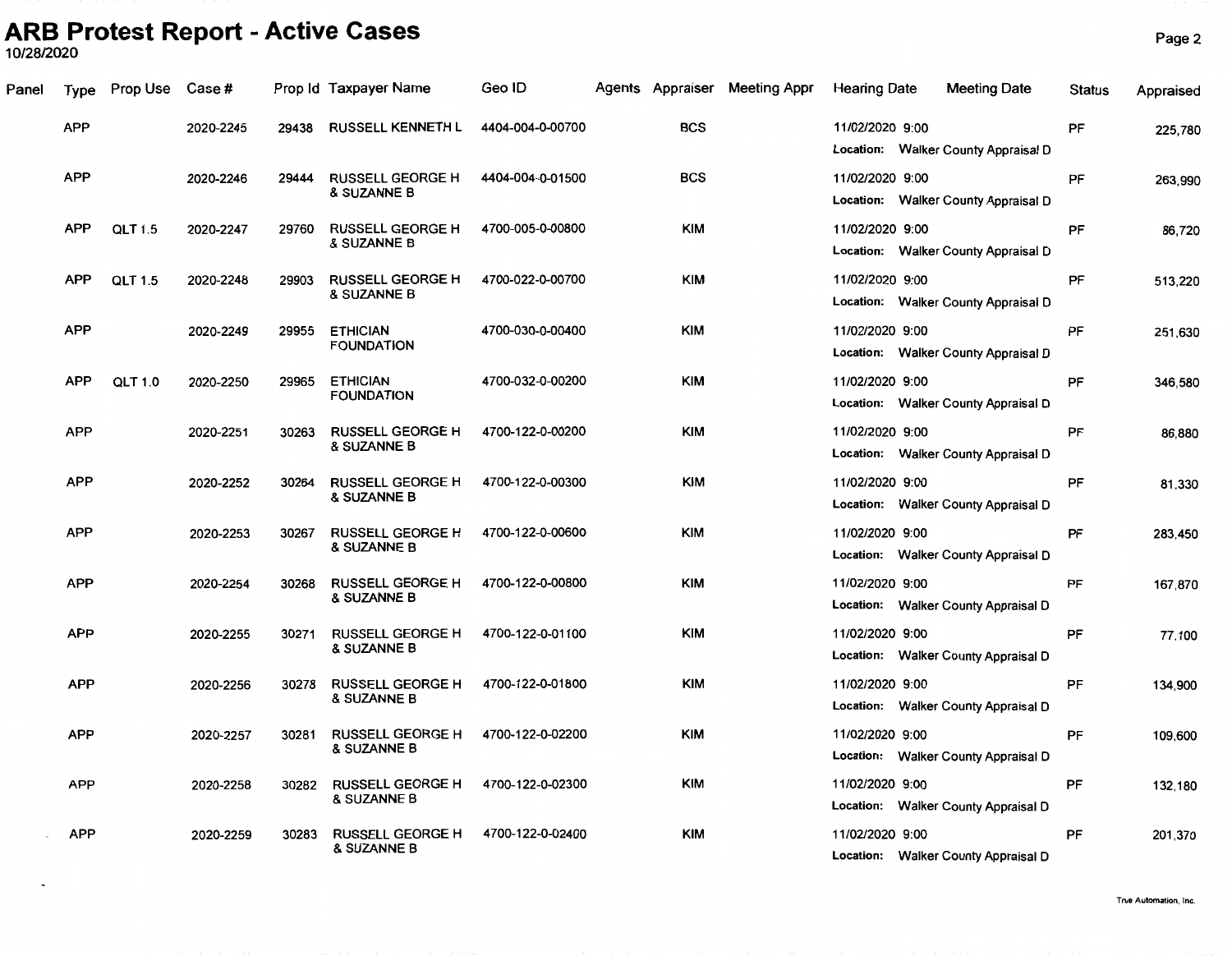# ARB Protest Report - Active Cases

10/28/2020

| Panel | Type | Prop Use | Case # | Prop Id | Taxpayer Name | Geo ID | Agents | Appraiser | Meeting Appr | Hearing Date | Meeting Date | Status | Appraised |
|---|---|---|---|---|---|---|---|---|---|---|---|---|---|
| | APP | | 2020-2245 | 29438 | RUSSELL KENNETH L | 4404-004-0-00700 | | BCS | | 11/02/2020 9:00 Location: Walker County Appraisal D | | PF | 225,780 |
| | APP | | 2020-2246 | 29444 | RUSSELL GEORGE H & SUZANNE B | 4404-004-0-01500 | | BCS | | 11/02/2020 9:00 Location: Walker County Appraisal D | | PF | 263,990 |
| | APP | QLT 1.5 | 2020-2247 | 29760 | RUSSELL GEORGE H & SUZANNE B | 4700-005-0-00800 | | KIM | | 11/02/2020 9:00 Location: Walker County Appraisal D | | PF | 86,720 |
| | APP | QLT 1.5 | 2020-2248 | 29903 | RUSSELL GEORGE H & SUZANNE B | 4700-022-0-00700 | | KIM | | 11/02/2020 9:00 Location: Walker County Appraisal D | | PF | 513,220 |
| | APP | | 2020-2249 | 29955 | ETHICIAN FOUNDATION | 4700-030-0-00400 | | KIM | | 11/02/2020 9:00 Location: Walker County Appraisal D | | PF | 251,630 |
| | APP | QLT 1.0 | 2020-2250 | 29965 | ETHICIAN FOUNDATION | 4700-032-0-00200 | | KIM | | 11/02/2020 9:00 Location: Walker County Appraisal D | | PF | 346,580 |
| | APP | | 2020-2251 | 30263 | RUSSELL GEORGE H & SUZANNE B | 4700-122-0-00200 | | KIM | | 11/02/2020 9:00 Location: Walker County Appraisal D | | PF | 86,880 |
| | APP | | 2020-2252 | 30264 | RUSSELL GEORGE H & SUZANNE B | 4700-122-0-00300 | | KIM | | 11/02/2020 9:00 Location: Walker County Appraisal D | | PF | 81,330 |
| | APP | | 2020-2253 | 30267 | RUSSELL GEORGE H & SUZANNE B | 4700-122-0-00600 | | KIM | | 11/02/2020 9:00 Location: Walker County Appraisal D | | PF | 283,450 |
| | APP | | 2020-2254 | 30268 | RUSSELL GEORGE H & SUZANNE B | 4700-122-0-00800 | | KIM | | 11/02/2020 9:00 Location: Walker County Appraisal D | | PF | 167,870 |
| | APP | | 2020-2255 | 30271 | RUSSELL GEORGE H & SUZANNE B | 4700-122-0-01100 | | KIM | | 11/02/2020 9:00 Location: Walker County Appraisal D | | PF | 77,100 |
| | APP | | 2020-2256 | 30278 | RUSSELL GEORGE H & SUZANNE B | 4700-122-0-01800 | | KIM | | 11/02/2020 9:00 Location: Walker County Appraisal D | | PF | 134,900 |
| | APP | | 2020-2257 | 30281 | RUSSELL GEORGE H & SUZANNE B | 4700-122-0-02200 | | KIM | | 11/02/2020 9:00 Location: Walker County Appraisal D | | PF | 109,600 |
| | APP | | 2020-2258 | 30282 | RUSSELL GEORGE H & SUZANNE B | 4700-122-0-02300 | | KIM | | 11/02/2020 9:00 Location: Walker County Appraisal D | | PF | 132,180 |
| | APP | | 2020-2259 | 30283 | RUSSELL GEORGE H & SUZANNE B | 4700-122-0-02400 | | KIM | | 11/02/2020 9:00 Location: Walker County Appraisal D | | PF | 201,370 |

True Automation, Inc.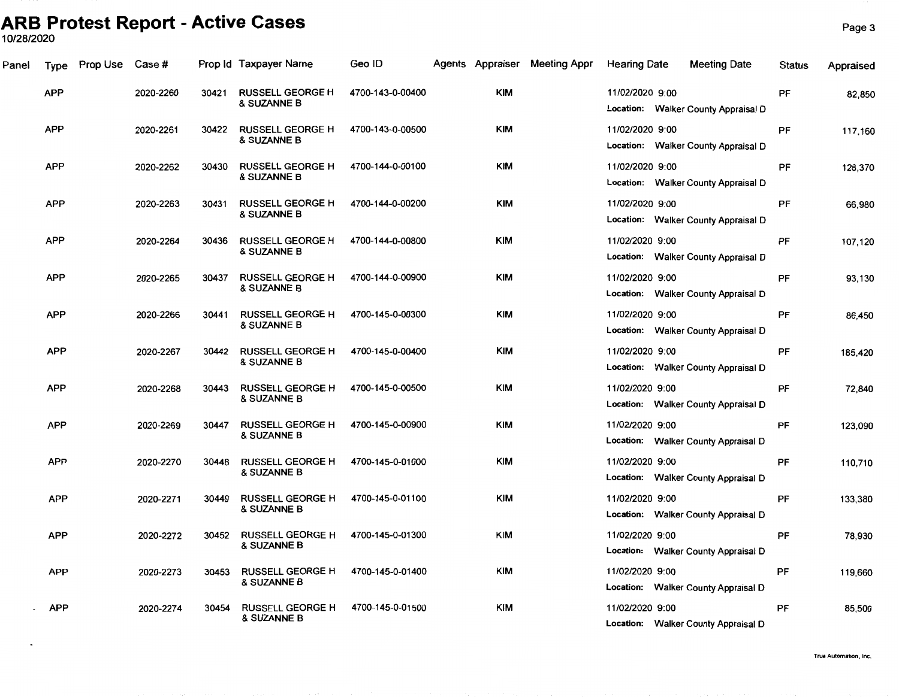# ARB Protest Report - Active Cases

10/28/2020

| Panel | Type | Prop Use | Case # | Prop Id | Taxpayer Name | Geo ID | Agents | Appraiser | Meeting Appr | Hearing Date | Meeting Date | Status | Appraised |
|---|---|---|---|---|---|---|---|---|---|---|---|---|---|
| | APP | | 2020-2260 | 30421 | RUSSELL GEORGE H & SUZANNE B | 4700-143-0-00400 | | KIM | | 11/02/2020 9:00 Location: Walker County Appraisal D | | PF | 82,850 |
| | APP | | 2020-2261 | 30422 | RUSSELL GEORGE H & SUZANNE B | 4700-143-0-00500 | | KIM | | 11/02/2020 9:00 Location: Walker County Appraisal D | | PF | 117,160 |
| | APP | | 2020-2262 | 30430 | RUSSELL GEORGE H & SUZANNE B | 4700-144-0-00100 | | KIM | | 11/02/2020 9:00 Location: Walker County Appraisal D | | PF | 128,370 |
| | APP | | 2020-2263 | 30431 | RUSSELL GEORGE H & SUZANNE B | 4700-144-0-00200 | | KIM | | 11/02/2020 9:00 Location: Walker County Appraisal D | | PF | 66,980 |
| | APP | | 2020-2264 | 30436 | RUSSELL GEORGE H & SUZANNE B | 4700-144-0-00800 | | KIM | | 11/02/2020 9:00 Location: Walker County Appraisal D | | PF | 107,120 |
| | APP | | 2020-2265 | 30437 | RUSSELL GEORGE H & SUZANNE B | 4700-144-0-00900 | | KIM | | 11/02/2020 9:00 Location: Walker County Appraisal D | | PF | 93,130 |
| | APP | | 2020-2266 | 30441 | RUSSELL GEORGE H & SUZANNE B | 4700-145-0-00300 | | KIM | | 11/02/2020 9:00 Location: Walker County Appraisal D | | PF | 86,450 |
| | APP | | 2020-2267 | 30442 | RUSSELL GEORGE H & SUZANNE B | 4700-145-0-00400 | | KIM | | 11/02/2020 9:00 Location: Walker County Appraisal D | | PF | 185,420 |
| | APP | | 2020-2268 | 30443 | RUSSELL GEORGE H & SUZANNE B | 4700-145-0-00500 | | KIM | | 11/02/2020 9:00 Location: Walker County Appraisal D | | PF | 72,840 |
| | APP | | 2020-2269 | 30447 | RUSSELL GEORGE H & SUZANNE B | 4700-145-0-00900 | | KIM | | 11/02/2020 9:00 Location: Walker County Appraisal D | | PF | 123,090 |
| | APP | | 2020-2270 | 30448 | RUSSELL GEORGE H & SUZANNE B | 4700-145-0-01000 | | KIM | | 11/02/2020 9:00 Location: Walker County Appraisal D | | PF | 110,710 |
| | APP | | 2020-2271 | 30449 | RUSSELL GEORGE H & SUZANNE B | 4700-145-0-01100 | | KIM | | 11/02/2020 9:00 Location: Walker County Appraisal D | | PF | 133,380 |
| | APP | | 2020-2272 | 30452 | RUSSELL GEORGE H & SUZANNE B | 4700-145-0-01300 | | KIM | | 11/02/2020 9:00 Location: Walker County Appraisal D | | PF | 78,930 |
| | APP | | 2020-2273 | 30453 | RUSSELL GEORGE H & SUZANNE B | 4700-145-0-01400 | | KIM | | 11/02/2020 9:00 Location: Walker County Appraisal D | | PF | 119,660 |
| | APP | | 2020-2274 | 30454 | RUSSELL GEORGE H & SUZANNE B | 4700-145-0-01500 | | KIM | | 11/02/2020 9:00 Location: Walker County Appraisal D | | PF | 85,500 |

True Automation, Inc.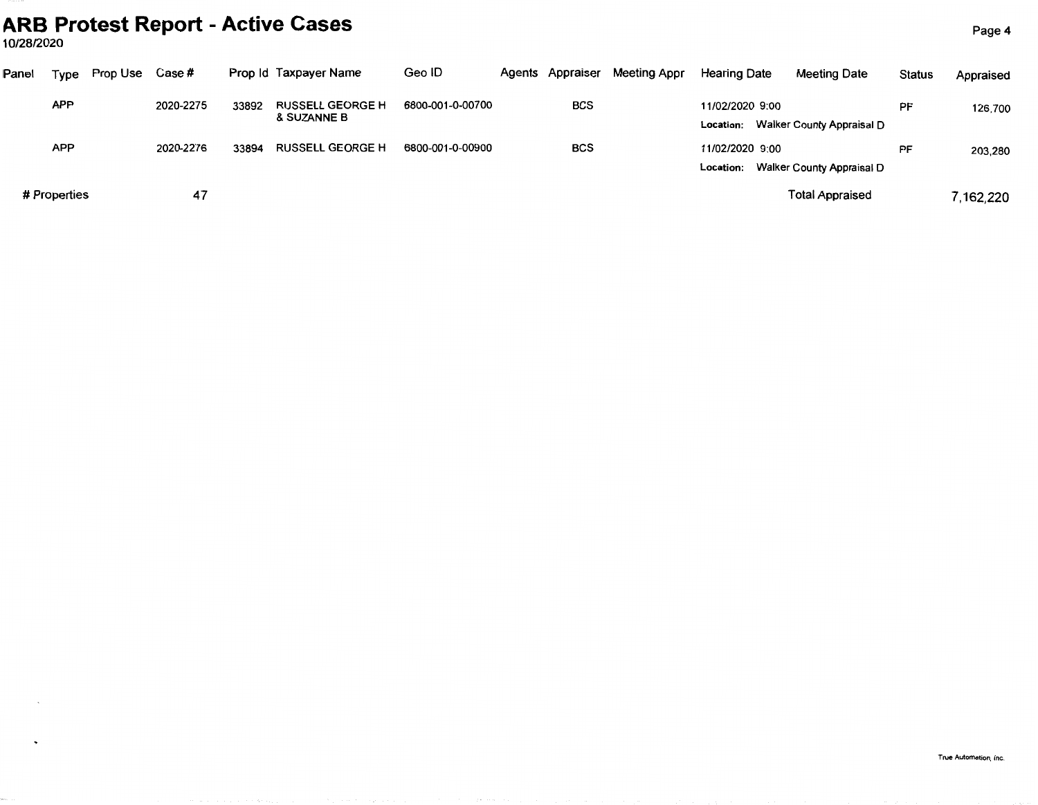# ARB Protest Report - Active Cases

10/28/2020

| Panel | Type | Prop Use | Case # | Prop Id | Taxpayer Name | Geo ID | Agents | Appraiser | Meeting Appr | Hearing Date | Meeting Date | Status | Appraised |
|---|---|---|---|---|---|---|---|---|---|---|---|---|---|
| | APP | | 2020-2275 | 33892 | RUSSELL GEORGE H & SUZANNE B | 6800-001-0-00700 | | BCS | | 11/02/2020 9:00 Location: Walker County Appraisal D | | PF | 126,700 |
| | APP | | 2020-2276 | 33894 | RUSSELL GEORGE H | 6800-001-0-00900 | | BCS | | 11/02/2020 9:00 Location: Walker County Appraisal D | | PF | 203,280 |

# Properties 47

Total Appraised 7,162,220

True Automation, Inc.